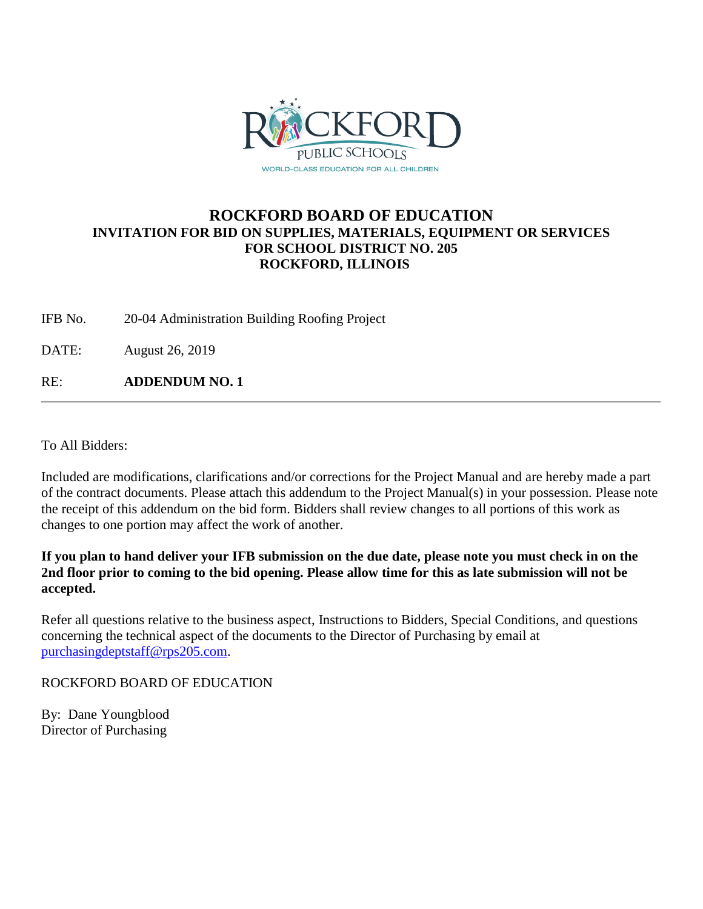# ROCKFORD BOARD OF EDUCATION

### INVITATION FOR BID ON SUPPLIES, MATERIALS, EQUIPMENT OR SERVICES FOR SCHOOL DISTRICT NO. 205 ROCKFORD, ILLINOIS

IFB No. 20-04 Administration Building Roofing Project

DATE: August 26, 2019

RE: **ADDENDUM NO. 1**

---

To All Bidders:

Included are modifications, clarifications and/or corrections for the Project Manual and are hereby made a part of the contract documents. Please attach this addendum to the Project Manual(s) in your possession. Please note the receipt of this addendum on the bid form. Bidders shall review changes to all portions of this work as changes to one portion may affect the work of another.

**If you plan to hand deliver your IFB submission on the due date, please note you must check in on the 2nd floor prior to coming to the bid opening. Please allow time for this as late submission will not be accepted.**

Refer all questions relative to the business aspect, Instructions to Bidders, Special Conditions, and questions concerning the technical aspect of the documents to the Director of Purchasing by email at purchasingdeptstaff@rps205.com.

ROCKFORD BOARD OF EDUCATION

By: Dane Youngblood
Director of Purchasing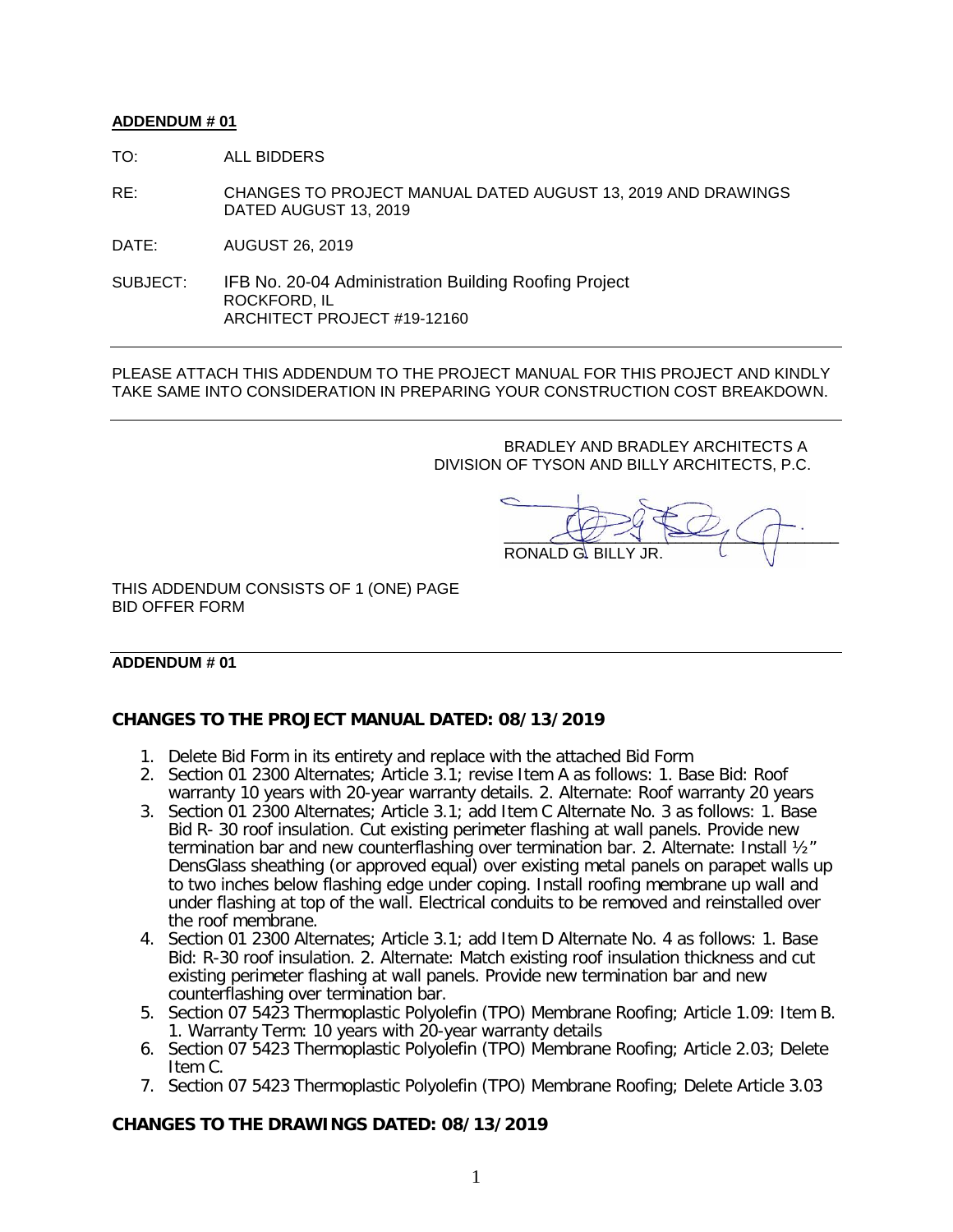**ADDENDUM # 01**

TO: ALL BIDDERS

RE: CHANGES TO PROJECT MANUAL DATED AUGUST 13, 2019 AND DRAWINGS DATED AUGUST 13, 2019

DATE: AUGUST 26, 2019

SUBJECT: IFB No. 20-04 Administration Building Roofing Project
ROCKFORD, IL
ARCHITECT PROJECT #19-12160

---

PLEASE ATTACH THIS ADDENDUM TO THE PROJECT MANUAL FOR THIS PROJECT AND KINDLY TAKE SAME INTO CONSIDERATION IN PREPARING YOUR CONSTRUCTION COST BREAKDOWN.

---

BRADLEY AND BRADLEY ARCHITECTS A DIVISION OF TYSON AND BILLY ARCHITECTS, P.C.

RONALD G. BILLY JR.

THIS ADDENDUM CONSISTS OF 1 (ONE) PAGE
BID OFFER FORM

---

**ADDENDUM # 01**

## CHANGES TO THE PROJECT MANUAL DATED: 08/13/2019

1. Delete Bid Form in its entirety and replace with the attached Bid Form
2. Section 01 2300 Alternates; Article 3.1; revise Item A as follows: 1. Base Bid: Roof warranty 10 years with 20-year warranty details. 2. Alternate: Roof warranty 20 years
3. Section 01 2300 Alternates; Article 3.1; add Item C Alternate No. 3 as follows: 1. Base Bid R- 30 roof insulation. Cut existing perimeter flashing at wall panels. Provide new termination bar and new counterflashing over termination bar. 2. Alternate: Install ½" DensGlass sheathing (or approved equal) over existing metal panels on parapet walls up to two inches below flashing edge under coping. Install roofing membrane up wall and under flashing at top of the wall. Electrical conduits to be removed and reinstalled over the roof membrane.
4. Section 01 2300 Alternates; Article 3.1; add Item D Alternate No. 4 as follows: 1. Base Bid: R-30 roof insulation. 2. Alternate: Match existing roof insulation thickness and cut existing perimeter flashing at wall panels. Provide new termination bar and new counterflashing over termination bar.
5. Section 07 5423 Thermoplastic Polyolefin (TPO) Membrane Roofing; Article 1.09: Item B. 1. Warranty Term: 10 years with 20-year warranty details
6. Section 07 5423 Thermoplastic Polyolefin (TPO) Membrane Roofing; Article 2.03; Delete Item C.
7. Section 07 5423 Thermoplastic Polyolefin (TPO) Membrane Roofing; Delete Article 3.03

## CHANGES TO THE DRAWINGS DATED: 08/13/2019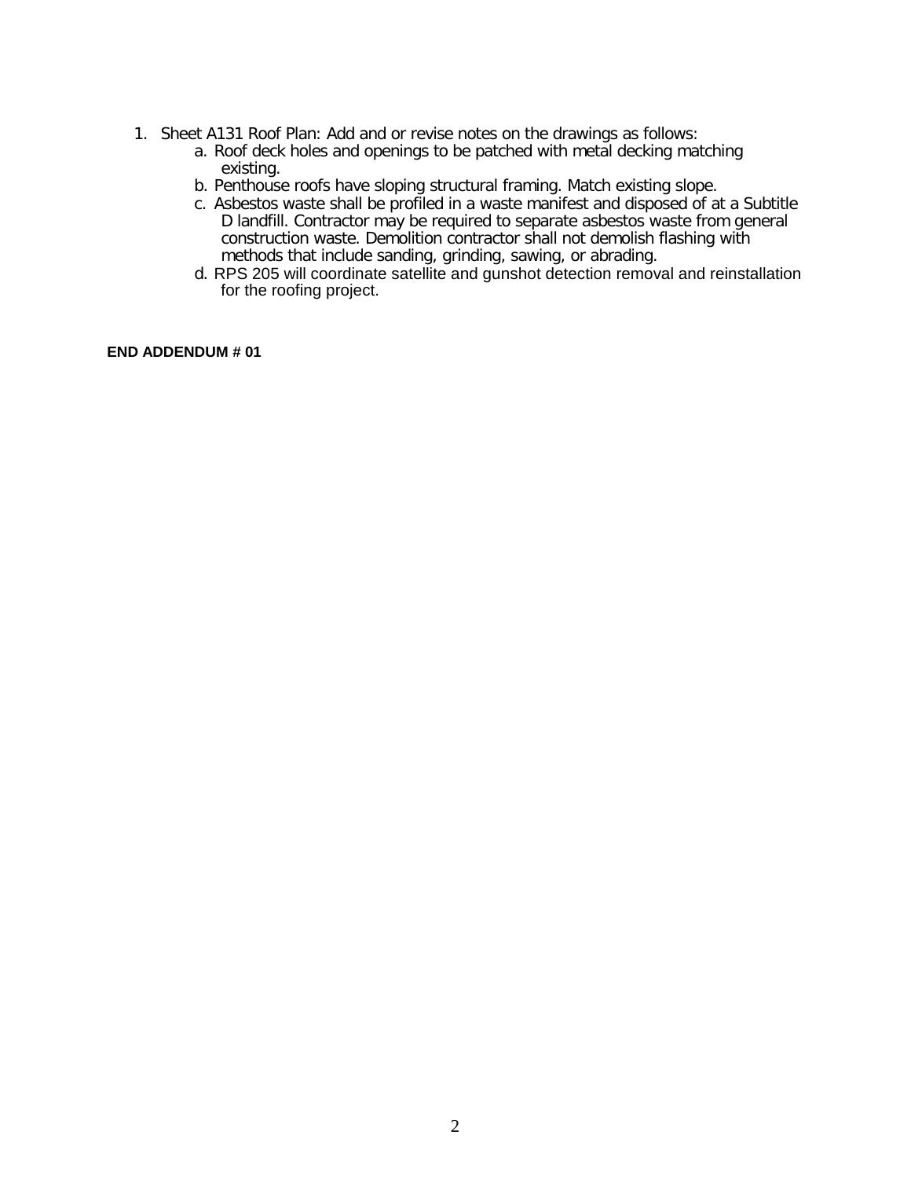1. Sheet A131 Roof Plan: Add and or revise notes on the drawings as follows:
   a. Roof deck holes and openings to be patched with metal decking matching existing.
   b. Penthouse roofs have sloping structural framing. Match existing slope.
   c. Asbestos waste shall be profiled in a waste manifest and disposed of at a Subtitle D landfill. Contractor may be required to separate asbestos waste from general construction waste. Demolition contractor shall not demolish flashing with methods that include sanding, grinding, sawing, or abrading.
   d. RPS 205 will coordinate satellite and gunshot detection removal and reinstallation for the roofing project.

**END ADDENDUM # 01**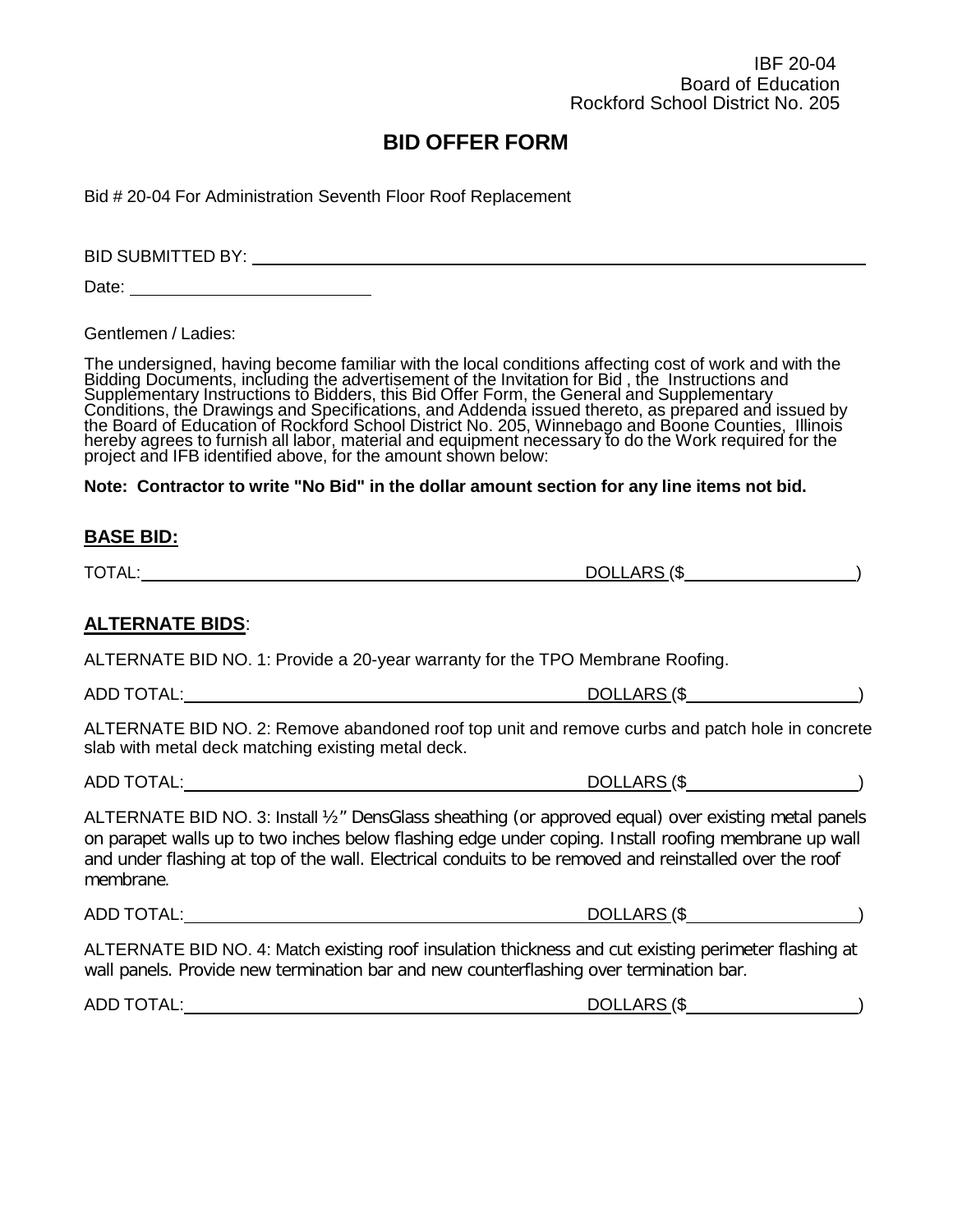IBF 20-04
Board of Education
Rockford School District No. 205

# BID OFFER FORM

Bid # 20-04 For Administration Seventh Floor Roof Replacement

BID SUBMITTED BY: ______________________________________________________________

Date: ________________________

Gentlemen / Ladies:

The undersigned, having become familiar with the local conditions affecting cost of work and with the Bidding Documents, including the advertisement of the Invitation for Bid , the Instructions and Supplementary Instructions to Bidders, this Bid Offer Form, the General and Supplementary Conditions, the Drawings and Specifications, and Addenda issued thereto, as prepared and issued by the Board of Education of Rockford School District No. 205, Winnebago and Boone Counties, Illinois hereby agrees to furnish all labor, material and equipment necessary to do the Work required for the project and IFB identified above, for the amount shown below:

**Note: Contractor to write "No Bid" in the dollar amount section for any line items not bid.**

## BASE BID:

TOTAL: ____________________________________________ DOLLARS ($________________)

## ALTERNATE BIDS:

ALTERNATE BID NO. 1: Provide a 20-year warranty for the TPO Membrane Roofing.

ADD TOTAL: ________________________________________ DOLLARS ($________________)

ALTERNATE BID NO. 2: Remove abandoned roof top unit and remove curbs and patch hole in concrete slab with metal deck matching existing metal deck.

ADD TOTAL: ________________________________________ DOLLARS ($________________)

ALTERNATE BID NO. 3: Install ½" DensGlass sheathing (or approved equal) over existing metal panels on parapet walls up to two inches below flashing edge under coping. Install roofing membrane up wall and under flashing at top of the wall. Electrical conduits to be removed and reinstalled over the roof membrane.

ADD TOTAL: ________________________________________ DOLLARS ($________________)

ALTERNATE BID NO. 4: Match existing roof insulation thickness and cut existing perimeter flashing at wall panels. Provide new termination bar and new counterflashing over termination bar.

ADD TOTAL: ________________________________________ DOLLARS ($________________)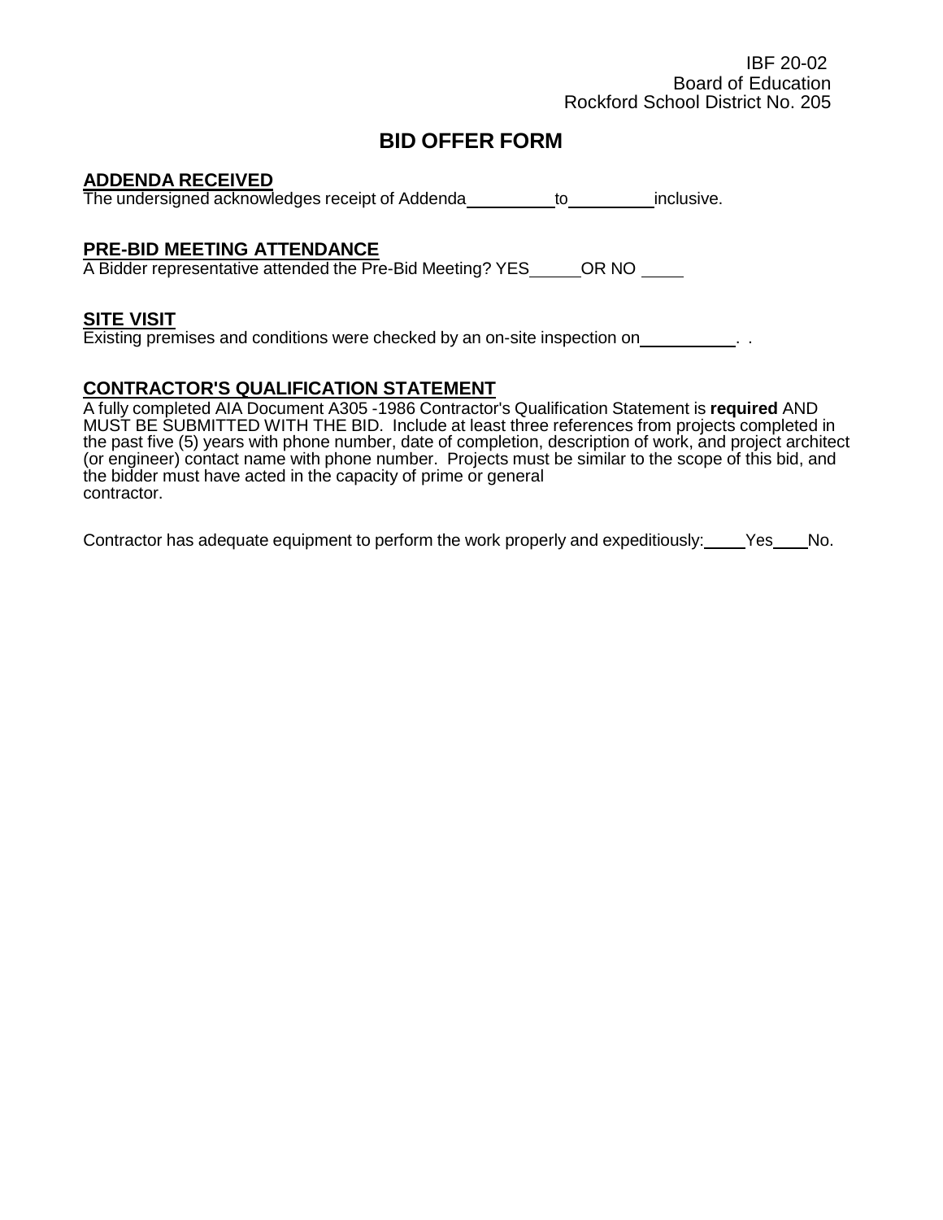IBF 20-02
Board of Education
Rockford School District No. 205

# BID OFFER FORM

## ADDENDA RECEIVED

The undersigned acknowledges receipt of Addenda __________ to __________ inclusive.

## PRE-BID MEETING ATTENDANCE

A Bidder representative attended the Pre-Bid Meeting? YES______ OR NO _____

## SITE VISIT

Existing premises and conditions were checked by an on-site inspection on___________. .

## CONTRACTOR'S QUALIFICATION STATEMENT

A fully completed AIA Document A305 -1986 Contractor's Qualification Statement is **required** AND MUST BE SUBMITTED WITH THE BID. Include at least three references from projects completed in the past five (5) years with phone number, date of completion, description of work, and project architect (or engineer) contact name with phone number. Projects must be similar to the scope of this bid, and the bidder must have acted in the capacity of prime or general contractor.

Contractor has adequate equipment to perform the work properly and expeditiously: _____Yes____No.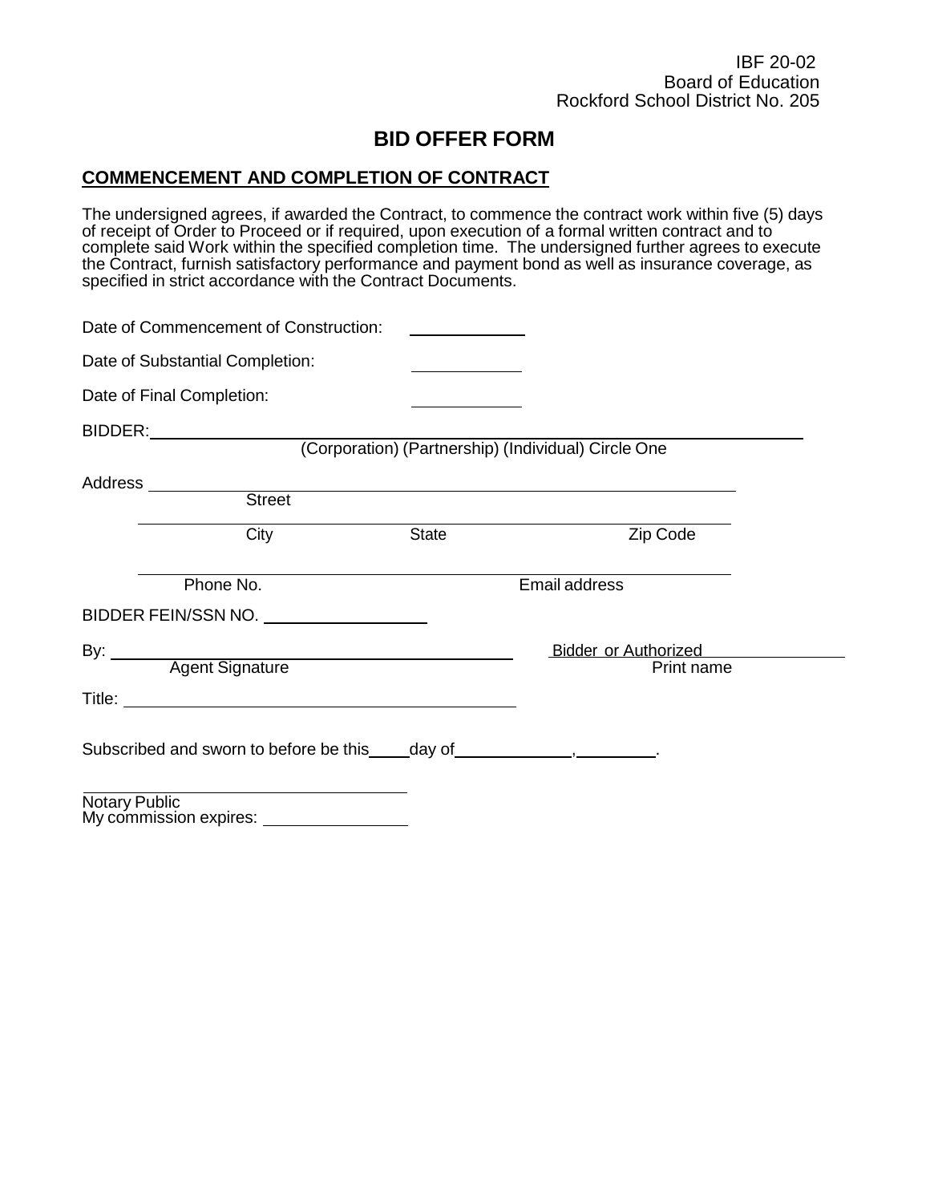IBF 20-02
Board of Education
Rockford School District No. 205

# BID OFFER FORM

## COMMENCEMENT AND COMPLETION OF CONTRACT

The undersigned agrees, if awarded the Contract, to commence the contract work within five (5) days of receipt of Order to Proceed or if required, upon execution of a formal written contract and to complete said Work within the specified completion time. The undersigned further agrees to execute the Contract, furnish satisfactory performance and payment bond as well as insurance coverage, as specified in strict accordance with the Contract Documents.

Date of Commencement of Construction: ____________

Date of Substantial Completion: ____________

Date of Final Completion: ____________

BIDDER: ______________________________________________
(Corporation) (Partnership) (Individual) Circle One

Address ______________________________________________
Street

______________________________________________
City State Zip Code

______________________________________________
Phone No. Email address

BIDDER FEIN/SSN NO. ________________

By: ______________________________ Bidder or Authorized ____________
Agent Signature Print name

Title: ______________________________

Subscribed and sworn to before be this____day of____________,________.

______________________________
Notary Public
My commission expires: ______________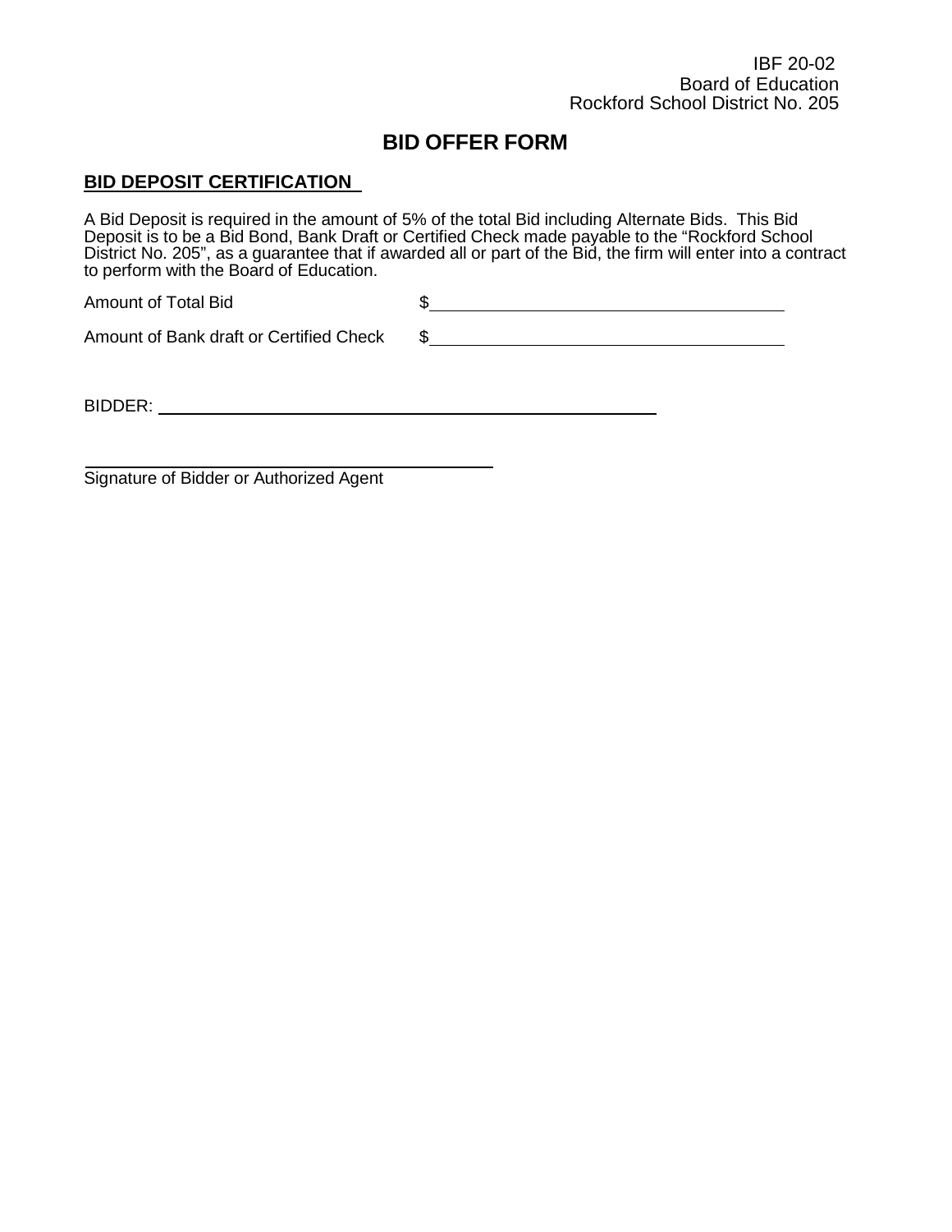IBF 20-02
Board of Education
Rockford School District No. 205

# BID OFFER FORM

**BID DEPOSIT CERTIFICATION**

A Bid Deposit is required in the amount of 5% of the total Bid including Alternate Bids. This Bid Deposit is to be a Bid Bond, Bank Draft or Certified Check made payable to the "Rockford School District No. 205", as a guarantee that if awarded all or part of the Bid, the firm will enter into a contract to perform with the Board of Education.

Amount of Total Bid $\_\_\_\_\_\_\_\_\_\_\_\_\_\_\_\_\_\_\_\_\_\_\_\_\_\_\_\_\_\_\_\_

Amount of Bank draft or Certified Check $\_\_\_\_\_\_\_\_\_\_\_\_\_\_\_\_\_\_\_\_\_\_\_\_\_\_\_\_\_\_\_\_

BIDDER: \_\_\_\_\_\_\_\_\_\_\_\_\_\_\_\_\_\_\_\_\_\_\_\_\_\_\_\_\_\_\_\_\_\_\_\_\_\_\_\_\_\_\_\_

\_\_\_\_\_\_\_\_\_\_\_\_\_\_\_\_\_\_\_\_\_\_\_\_\_\_\_\_\_\_\_\_\_\_\_\_\_\_\_\_
Signature of Bidder or Authorized Agent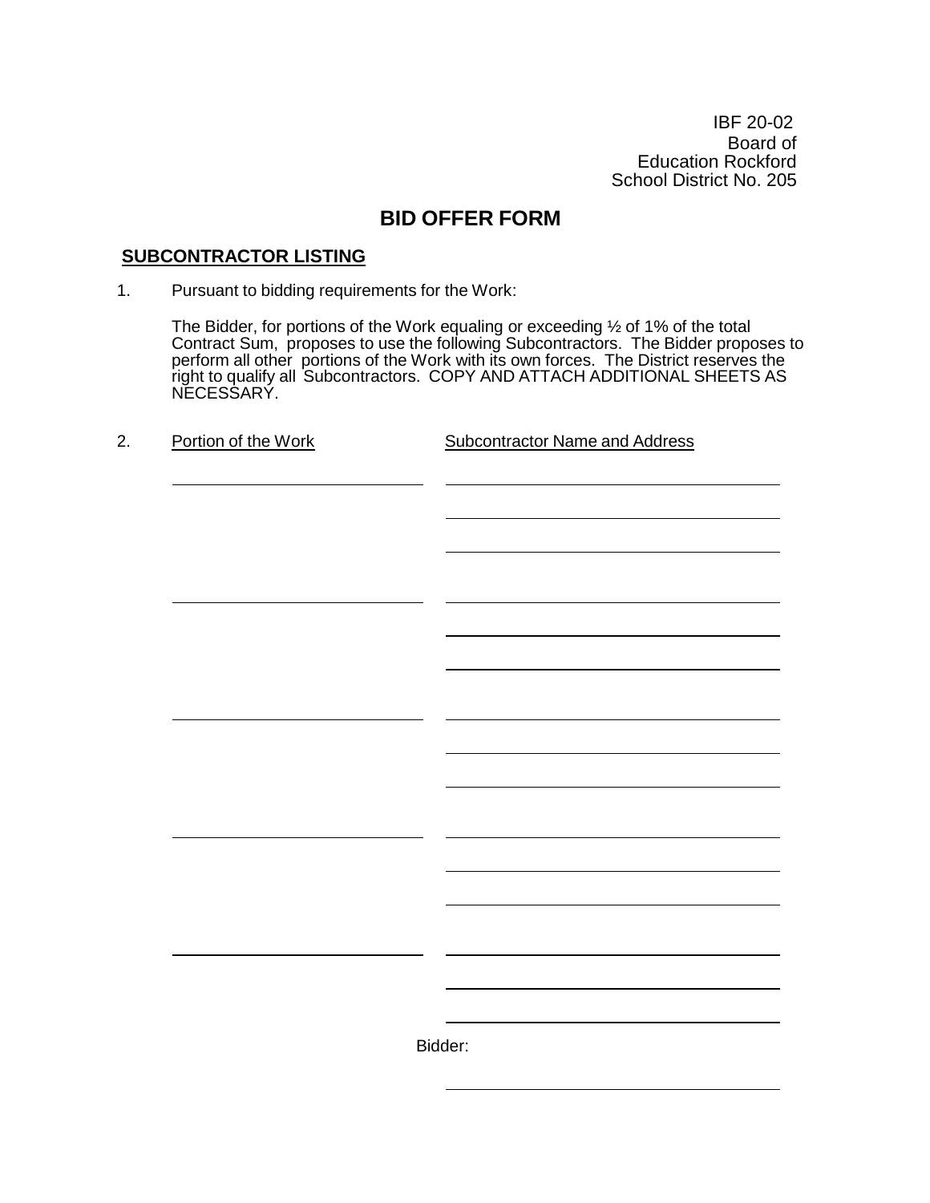IBF 20-02
Board of
Education Rockford
School District No. 205

# BID OFFER FORM

## SUBCONTRACTOR LISTING

1. Pursuant to bidding requirements for the Work:

   The Bidder, for portions of the Work equaling or exceeding ½ of 1% of the total Contract Sum, proposes to use the following Subcontractors. The Bidder proposes to perform all other portions of the Work with its own forces. The District reserves the right to qualify all Subcontractors. COPY AND ATTACH ADDITIONAL SHEETS AS NECESSARY.

2. Portion of the Work

| Portion of the Work | Subcontractor Name and Address |
|---|---|
| \_\_\_\_\_\_\_\_\_\_\_\_\_\_\_\_\_\_\_\_ | \_\_\_\_\_\_\_\_\_\_\_\_\_\_\_\_\_\_\_\_\_\_\_\_\_\_ |
| | \_\_\_\_\_\_\_\_\_\_\_\_\_\_\_\_\_\_\_\_\_\_\_\_\_\_ |
| | \_\_\_\_\_\_\_\_\_\_\_\_\_\_\_\_\_\_\_\_\_\_\_\_\_\_ |
| \_\_\_\_\_\_\_\_\_\_\_\_\_\_\_\_\_\_\_\_ | \_\_\_\_\_\_\_\_\_\_\_\_\_\_\_\_\_\_\_\_\_\_\_\_\_\_ |
| | \_\_\_\_\_\_\_\_\_\_\_\_\_\_\_\_\_\_\_\_\_\_\_\_\_\_ |
| | \_\_\_\_\_\_\_\_\_\_\_\_\_\_\_\_\_\_\_\_\_\_\_\_\_\_ |
| \_\_\_\_\_\_\_\_\_\_\_\_\_\_\_\_\_\_\_\_ | \_\_\_\_\_\_\_\_\_\_\_\_\_\_\_\_\_\_\_\_\_\_\_\_\_\_ |
| | \_\_\_\_\_\_\_\_\_\_\_\_\_\_\_\_\_\_\_\_\_\_\_\_\_\_ |
| | \_\_\_\_\_\_\_\_\_\_\_\_\_\_\_\_\_\_\_\_\_\_\_\_\_\_ |
| \_\_\_\_\_\_\_\_\_\_\_\_\_\_\_\_\_\_\_\_ | \_\_\_\_\_\_\_\_\_\_\_\_\_\_\_\_\_\_\_\_\_\_\_\_\_\_ |
| | \_\_\_\_\_\_\_\_\_\_\_\_\_\_\_\_\_\_\_\_\_\_\_\_\_\_ |
| | \_\_\_\_\_\_\_\_\_\_\_\_\_\_\_\_\_\_\_\_\_\_\_\_\_\_ |
| \_\_\_\_\_\_\_\_\_\_\_\_\_\_\_\_\_\_\_\_ | \_\_\_\_\_\_\_\_\_\_\_\_\_\_\_\_\_\_\_\_\_\_\_\_\_\_ |
| | \_\_\_\_\_\_\_\_\_\_\_\_\_\_\_\_\_\_\_\_\_\_\_\_\_\_ |
| | \_\_\_\_\_\_\_\_\_\_\_\_\_\_\_\_\_\_\_\_\_\_\_\_\_\_ |

Bidder:

\_\_\_\_\_\_\_\_\_\_\_\_\_\_\_\_\_\_\_\_\_\_\_\_\_\_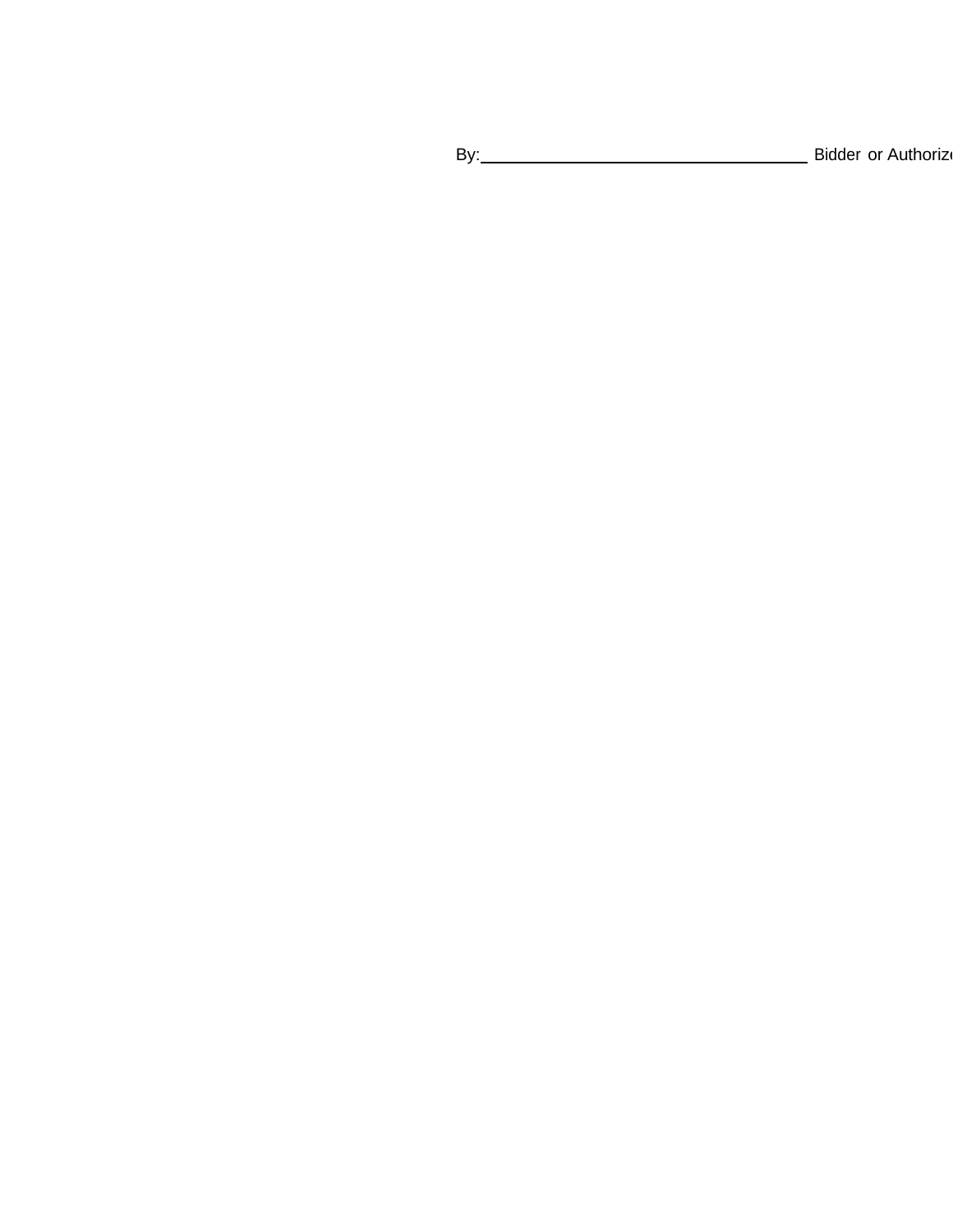By:\_\_\_\_\_\_\_\_\_\_\_\_\_\_\_\_\_\_\_\_\_\_\_\_\_\_\_\_\_\_\_\_\_\_\_\_ Bidder or Authoriz